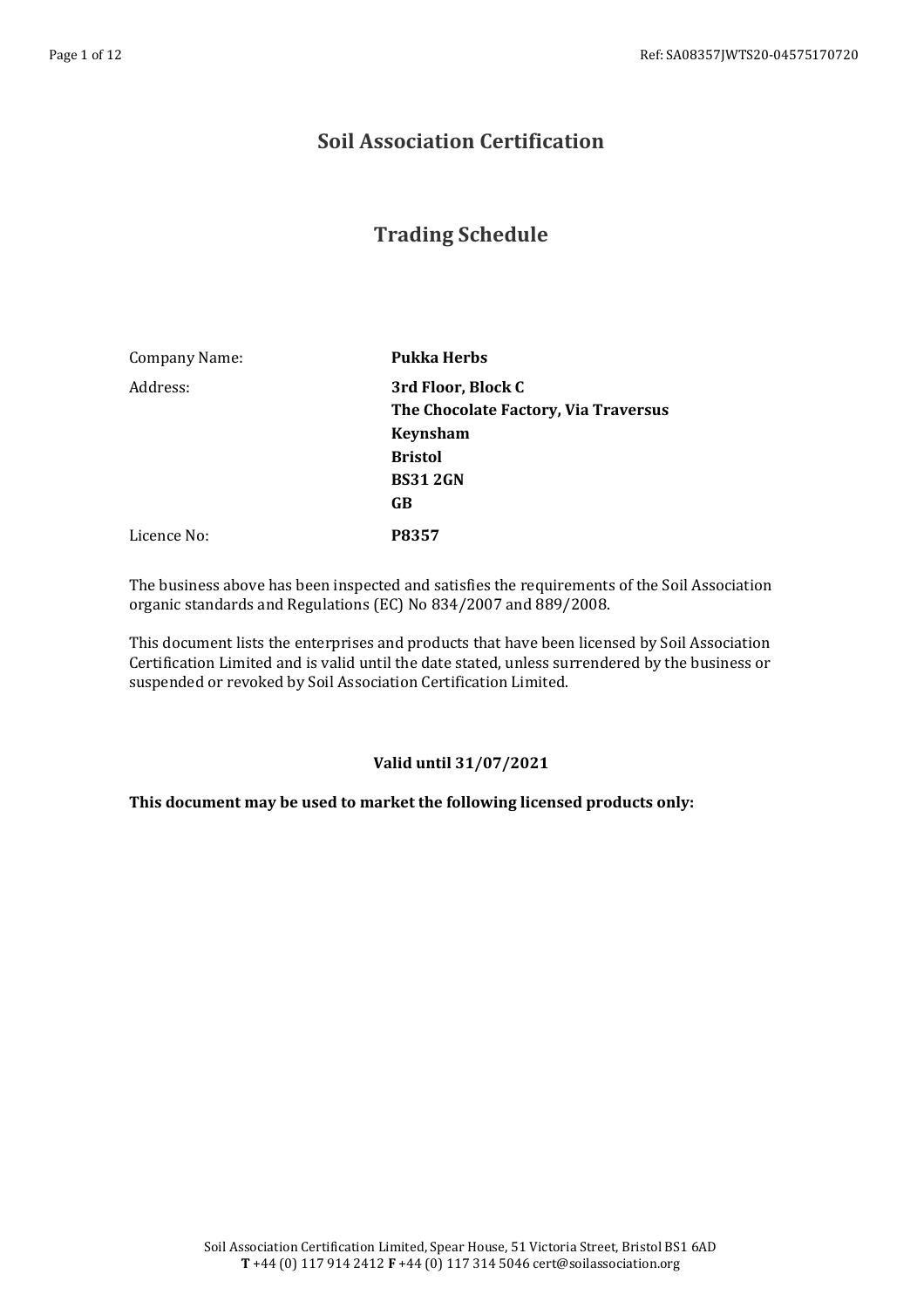# Soil Association Certification

## Trading Schedule

| | |
|---|---|
| Company Name: | **Pukka Herbs** |
| Address: | **3rd Floor, Block C**<br>**The Chocolate Factory, Via Traversus**<br>**Keynsham**<br>**Bristol**<br>**BS31 2GN**<br>**GB** |
| Licence No: | **P8357** |

The business above has been inspected and satisfies the requirements of the Soil Association organic standards and Regulations (EC) No 834/2007 and 889/2008.

This document lists the enterprises and products that have been licensed by Soil Association Certification Limited and is valid until the date stated, unless surrendered by the business or suspended or revoked by Soil Association Certification Limited.

**Valid until 31/07/2021**

**This document may be used to market the following licensed products only:**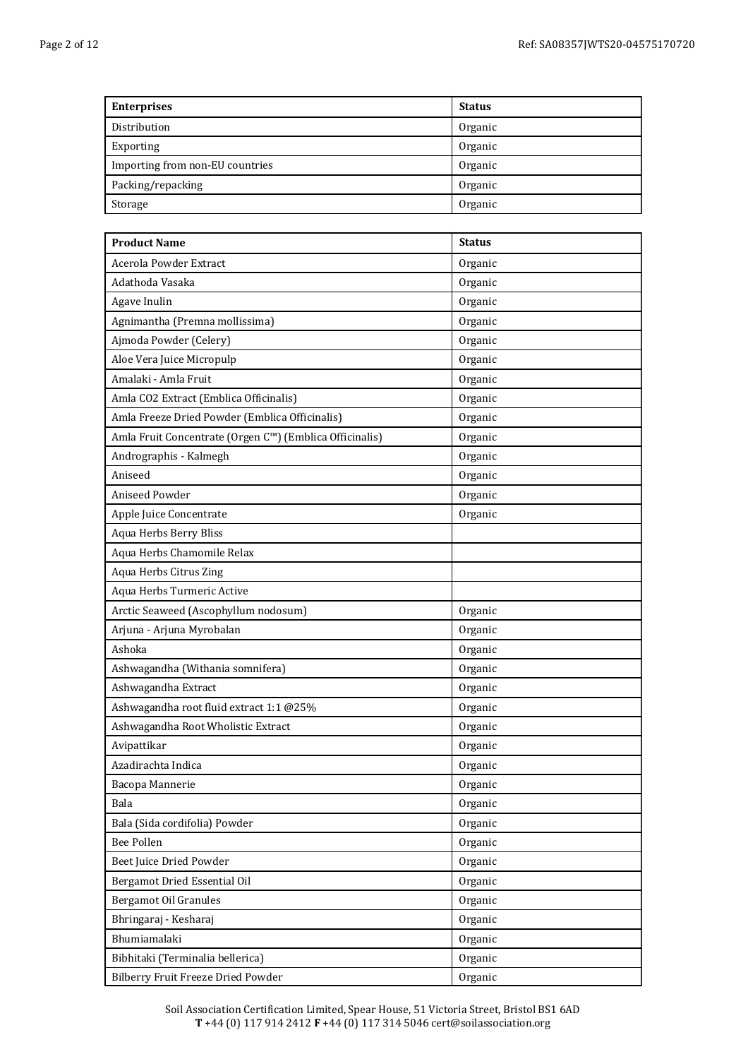| Enterprises | Status |
| --- | --- |
| Distribution | Organic |
| Exporting | Organic |
| Importing from non-EU countries | Organic |
| Packing/repacking | Organic |
| Storage | Organic |

| Product Name | Status |
| --- | --- |
| Acerola Powder Extract | Organic |
| Adathoda Vasaka | Organic |
| Agave Inulin | Organic |
| Agnimantha (Premna mollissima) | Organic |
| Ajmoda Powder (Celery) | Organic |
| Aloe Vera Juice Micropulp | Organic |
| Amalaki - Amla Fruit | Organic |
| Amla CO2 Extract (Emblica Officinalis) | Organic |
| Amla Freeze Dried Powder (Emblica Officinalis) | Organic |
| Amla Fruit Concentrate (Orgen C™) (Emblica Officinalis) | Organic |
| Andrographis - Kalmegh | Organic |
| Aniseed | Organic |
| Aniseed Powder | Organic |
| Apple Juice Concentrate | Organic |
| Aqua Herbs Berry Bliss | |
| Aqua Herbs Chamomile Relax | |
| Aqua Herbs Citrus Zing | |
| Aqua Herbs Turmeric Active | |
| Arctic Seaweed (Ascophyllum nodosum) | Organic |
| Arjuna - Arjuna Myrobalan | Organic |
| Ashoka | Organic |
| Ashwagandha (Withania somnifera) | Organic |
| Ashwagandha Extract | Organic |
| Ashwagandha root fluid extract 1:1 @25% | Organic |
| Ashwagandha Root Wholistic Extract | Organic |
| Avipattikar | Organic |
| Azadirachta Indica | Organic |
| Bacopa Mannerie | Organic |
| Bala | Organic |
| Bala (Sida cordifolia) Powder | Organic |
| Bee Pollen | Organic |
| Beet Juice Dried Powder | Organic |
| Bergamot Dried Essential Oil | Organic |
| Bergamot Oil Granules | Organic |
| Bhringaraj - Kesharaj | Organic |
| Bhumiamalaki | Organic |
| Bibhitaki (Terminalia bellerica) | Organic |
| Bilberry Fruit Freeze Dried Powder | Organic |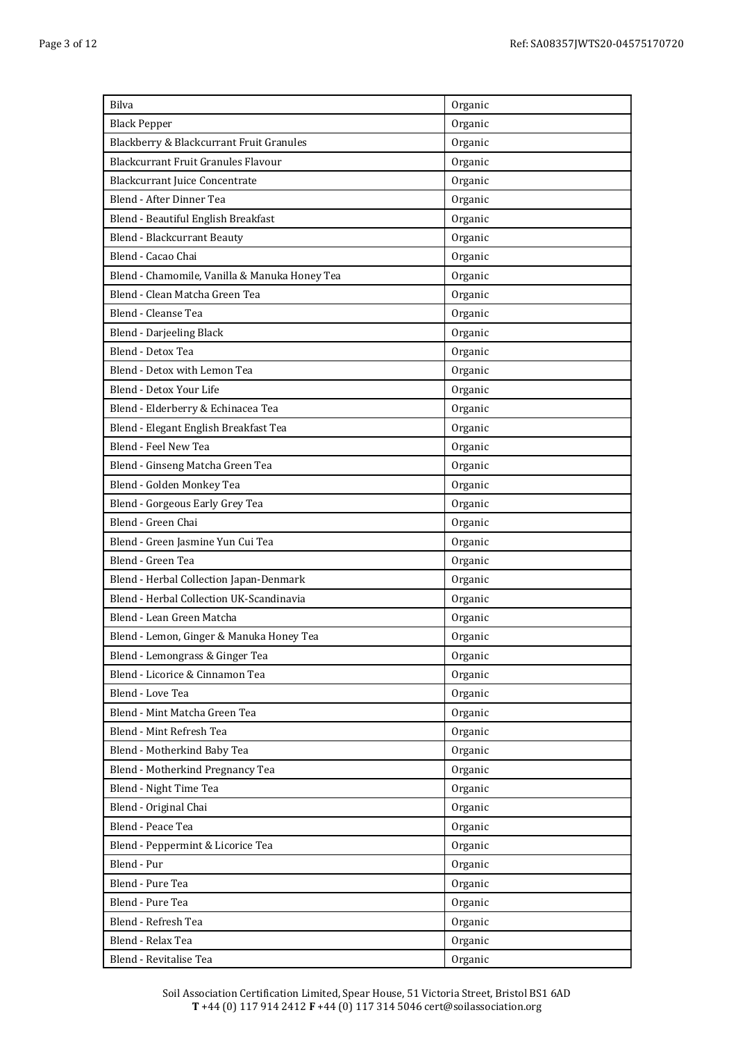| Bilva | Organic |
|---|---|
| Black Pepper | Organic |
| Blackberry & Blackcurrant Fruit Granules | Organic |
| Blackcurrant Fruit Granules Flavour | Organic |
| Blackcurrant Juice Concentrate | Organic |
| Blend - After Dinner Tea | Organic |
| Blend - Beautiful English Breakfast | Organic |
| Blend - Blackcurrant Beauty | Organic |
| Blend - Cacao Chai | Organic |
| Blend - Chamomile, Vanilla & Manuka Honey Tea | Organic |
| Blend - Clean Matcha Green Tea | Organic |
| Blend - Cleanse Tea | Organic |
| Blend - Darjeeling Black | Organic |
| Blend - Detox Tea | Organic |
| Blend - Detox with Lemon Tea | Organic |
| Blend - Detox Your Life | Organic |
| Blend - Elderberry & Echinacea Tea | Organic |
| Blend - Elegant English Breakfast Tea | Organic |
| Blend - Feel New Tea | Organic |
| Blend - Ginseng Matcha Green Tea | Organic |
| Blend - Golden Monkey Tea | Organic |
| Blend - Gorgeous Early Grey Tea | Organic |
| Blend - Green Chai | Organic |
| Blend - Green Jasmine Yun Cui Tea | Organic |
| Blend - Green Tea | Organic |
| Blend - Herbal Collection Japan-Denmark | Organic |
| Blend - Herbal Collection UK-Scandinavia | Organic |
| Blend - Lean Green Matcha | Organic |
| Blend - Lemon, Ginger & Manuka Honey Tea | Organic |
| Blend - Lemongrass & Ginger Tea | Organic |
| Blend - Licorice & Cinnamon Tea | Organic |
| Blend - Love Tea | Organic |
| Blend - Mint Matcha Green Tea | Organic |
| Blend - Mint Refresh Tea | Organic |
| Blend - Motherkind Baby Tea | Organic |
| Blend - Motherkind Pregnancy Tea | Organic |
| Blend - Night Time Tea | Organic |
| Blend - Original Chai | Organic |
| Blend - Peace Tea | Organic |
| Blend - Peppermint & Licorice Tea | Organic |
| Blend - Pur | Organic |
| Blend - Pure Tea | Organic |
| Blend - Pure Tea | Organic |
| Blend - Refresh Tea | Organic |
| Blend - Relax Tea | Organic |
| Blend - Revitalise Tea | Organic |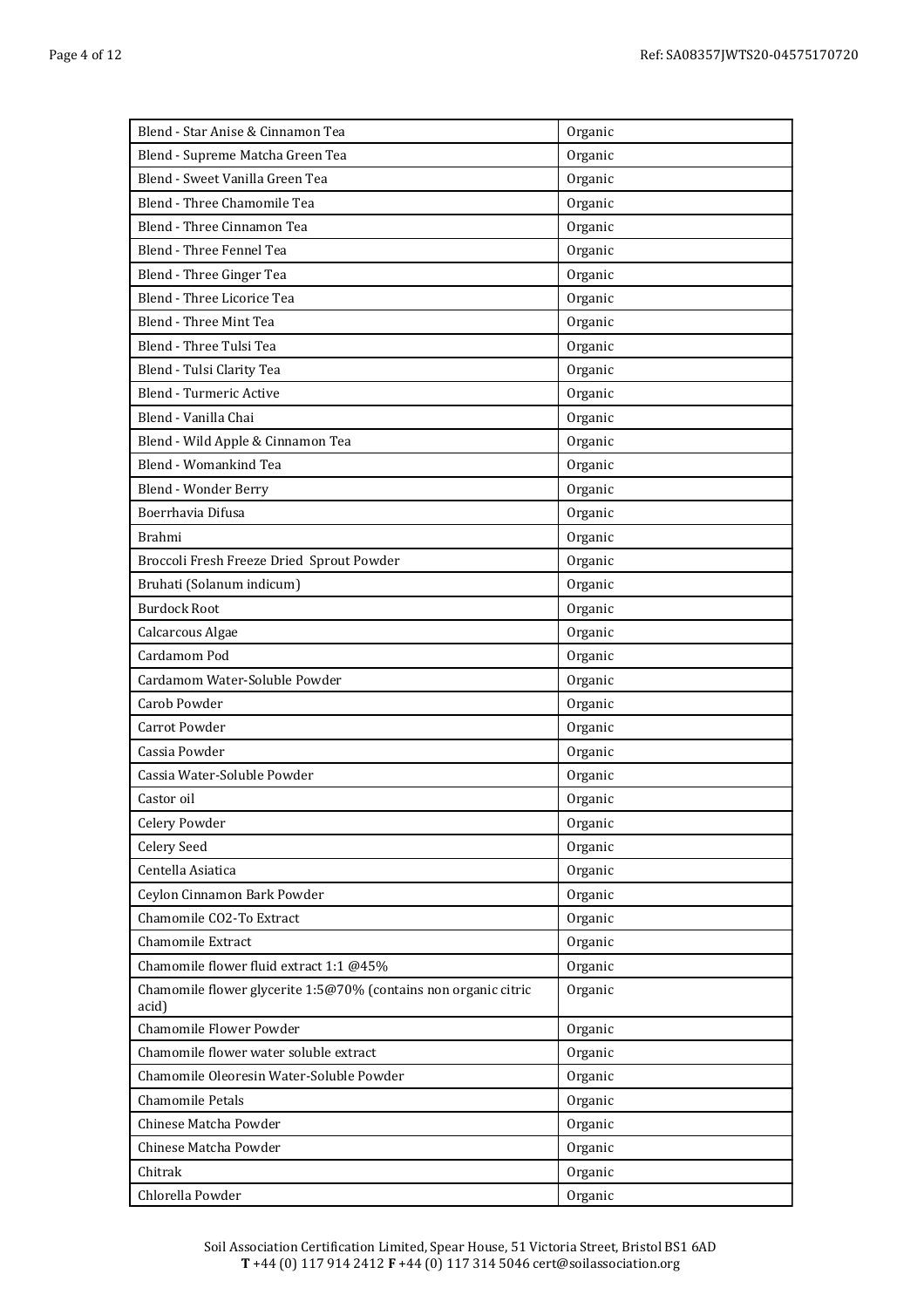| Blend - Star Anise & Cinnamon Tea | Organic |
|---|---|
| Blend - Supreme Matcha Green Tea | Organic |
| Blend - Sweet Vanilla Green Tea | Organic |
| Blend - Three Chamomile Tea | Organic |
| Blend - Three Cinnamon Tea | Organic |
| Blend - Three Fennel Tea | Organic |
| Blend - Three Ginger Tea | Organic |
| Blend - Three Licorice Tea | Organic |
| Blend - Three Mint Tea | Organic |
| Blend - Three Tulsi Tea | Organic |
| Blend - Tulsi Clarity Tea | Organic |
| Blend - Turmeric Active | Organic |
| Blend - Vanilla Chai | Organic |
| Blend - Wild Apple & Cinnamon Tea | Organic |
| Blend - Womankind Tea | Organic |
| Blend - Wonder Berry | Organic |
| Boerrhavia Difusa | Organic |
| Brahmi | Organic |
| Broccoli Fresh Freeze Dried Sprout Powder | Organic |
| Bruhati (Solanum indicum) | Organic |
| Burdock Root | Organic |
| Calcarcous Algae | Organic |
| Cardamom Pod | Organic |
| Cardamom Water-Soluble Powder | Organic |
| Carob Powder | Organic |
| Carrot Powder | Organic |
| Cassia Powder | Organic |
| Cassia Water-Soluble Powder | Organic |
| Castor oil | Organic |
| Celery Powder | Organic |
| Celery Seed | Organic |
| Centella Asiatica | Organic |
| Ceylon Cinnamon Bark Powder | Organic |
| Chamomile CO2-To Extract | Organic |
| Chamomile Extract | Organic |
| Chamomile flower fluid extract 1:1 @45% | Organic |
| Chamomile flower glycerite 1:5@70% (contains non organic citric acid) | Organic |
| Chamomile Flower Powder | Organic |
| Chamomile flower water soluble extract | Organic |
| Chamomile Oleoresin Water-Soluble Powder | Organic |
| Chamomile Petals | Organic |
| Chinese Matcha Powder | Organic |
| Chinese Matcha Powder | Organic |
| Chitrak | Organic |
| Chlorella Powder | Organic |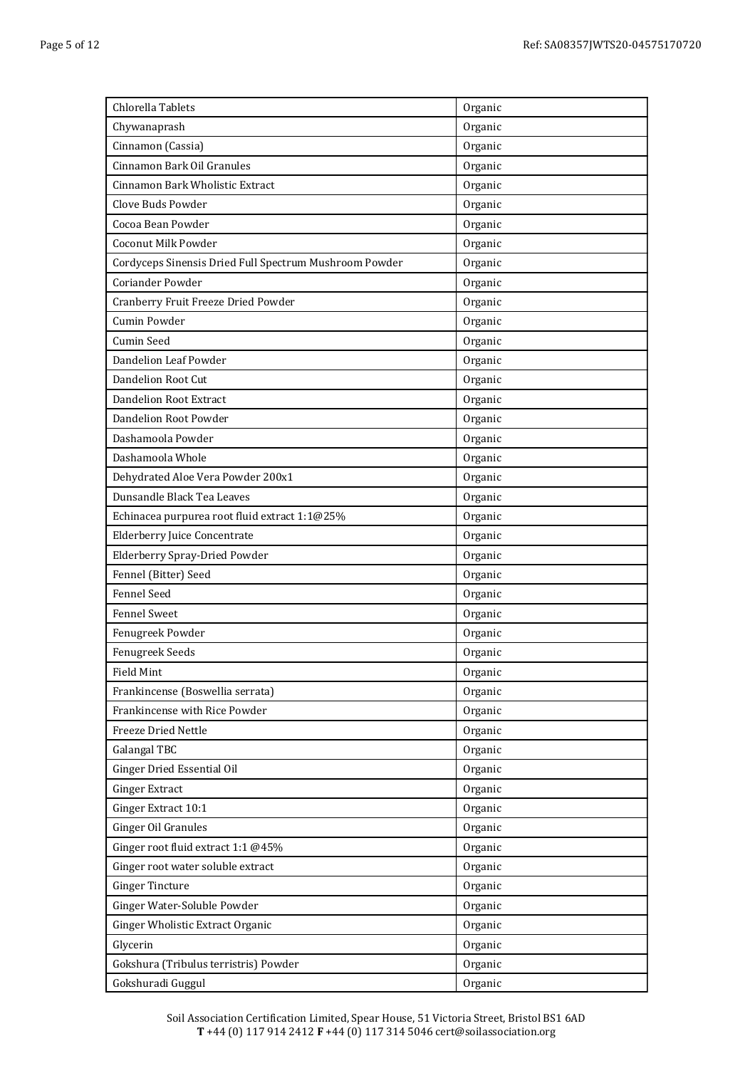| Chlorella Tablets | Organic |
|---|---|
| Chywanaprash | Organic |
| Cinnamon (Cassia) | Organic |
| Cinnamon Bark Oil Granules | Organic |
| Cinnamon Bark Wholistic Extract | Organic |
| Clove Buds Powder | Organic |
| Cocoa Bean Powder | Organic |
| Coconut Milk Powder | Organic |
| Cordyceps Sinensis Dried Full Spectrum Mushroom Powder | Organic |
| Coriander Powder | Organic |
| Cranberry Fruit Freeze Dried Powder | Organic |
| Cumin Powder | Organic |
| Cumin Seed | Organic |
| Dandelion Leaf Powder | Organic |
| Dandelion Root Cut | Organic |
| Dandelion Root Extract | Organic |
| Dandelion Root Powder | Organic |
| Dashamoola Powder | Organic |
| Dashamoola Whole | Organic |
| Dehydrated Aloe Vera Powder 200x1 | Organic |
| Dunsandle Black Tea Leaves | Organic |
| Echinacea purpurea root fluid extract 1:1@25% | Organic |
| Elderberry Juice Concentrate | Organic |
| Elderberry Spray-Dried Powder | Organic |
| Fennel (Bitter) Seed | Organic |
| Fennel Seed | Organic |
| Fennel Sweet | Organic |
| Fenugreek Powder | Organic |
| Fenugreek Seeds | Organic |
| Field Mint | Organic |
| Frankincense (Boswellia serrata) | Organic |
| Frankincense with Rice Powder | Organic |
| Freeze Dried Nettle | Organic |
| Galangal TBC | Organic |
| Ginger Dried Essential Oil | Organic |
| Ginger Extract | Organic |
| Ginger Extract 10:1 | Organic |
| Ginger Oil Granules | Organic |
| Ginger root fluid extract 1:1 @45% | Organic |
| Ginger root water soluble extract | Organic |
| Ginger Tincture | Organic |
| Ginger Water-Soluble Powder | Organic |
| Ginger Wholistic Extract Organic | Organic |
| Glycerin | Organic |
| Gokshura (Tribulus terristris) Powder | Organic |
| Gokshuradi Guggul | Organic |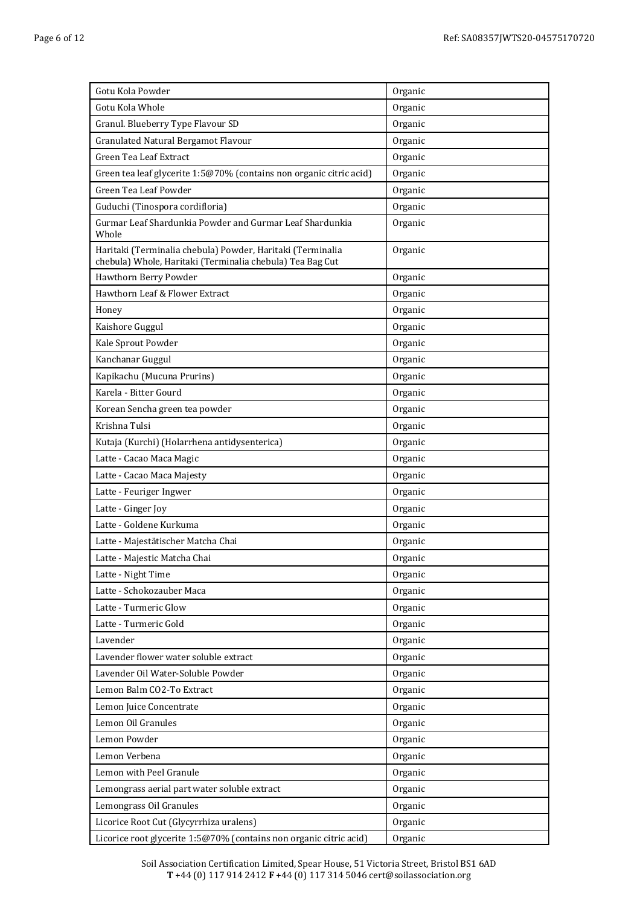| | |
|---|---|
| Gotu Kola Powder | Organic |
| Gotu Kola Whole | Organic |
| Granul. Blueberry Type Flavour SD | Organic |
| Granulated Natural Bergamot Flavour | Organic |
| Green Tea Leaf Extract | Organic |
| Green tea leaf glycerite 1:5@70% (contains non organic citric acid) | Organic |
| Green Tea Leaf Powder | Organic |
| Guduchi (Tinospora cordifloria) | Organic |
| Gurmar Leaf Shardunkia Powder and Gurmar Leaf Shardunkia Whole | Organic |
| Haritaki (Terminalia chebula) Powder, Haritaki (Terminalia chebula) Whole, Haritaki (Terminalia chebula) Tea Bag Cut | Organic |
| Hawthorn Berry Powder | Organic |
| Hawthorn Leaf & Flower Extract | Organic |
| Honey | Organic |
| Kaishore Guggul | Organic |
| Kale Sprout Powder | Organic |
| Kanchanar Guggul | Organic |
| Kapikachu (Mucuna Prurins) | Organic |
| Karela - Bitter Gourd | Organic |
| Korean Sencha green tea powder | Organic |
| Krishna Tulsi | Organic |
| Kutaja (Kurchi) (Holarrhena antidysenterica) | Organic |
| Latte - Cacao Maca Magic | Organic |
| Latte - Cacao Maca Majesty | Organic |
| Latte - Feuriger Ingwer | Organic |
| Latte - Ginger Joy | Organic |
| Latte - Goldene Kurkuma | Organic |
| Latte - Majestätischer Matcha Chai | Organic |
| Latte - Majestic Matcha Chai | Organic |
| Latte - Night Time | Organic |
| Latte - Schokozauber Maca | Organic |
| Latte - Turmeric Glow | Organic |
| Latte - Turmeric Gold | Organic |
| Lavender | Organic |
| Lavender flower water soluble extract | Organic |
| Lavender Oil Water-Soluble Powder | Organic |
| Lemon Balm CO2-To Extract | Organic |
| Lemon Juice Concentrate | Organic |
| Lemon Oil Granules | Organic |
| Lemon Powder | Organic |
| Lemon Verbena | Organic |
| Lemon with Peel Granule | Organic |
| Lemongrass aerial part water soluble extract | Organic |
| Lemongrass Oil Granules | Organic |
| Licorice Root Cut (Glycyrrhiza uralens) | Organic |
| Licorice root glycerite 1:5@70% (contains non organic citric acid) | Organic |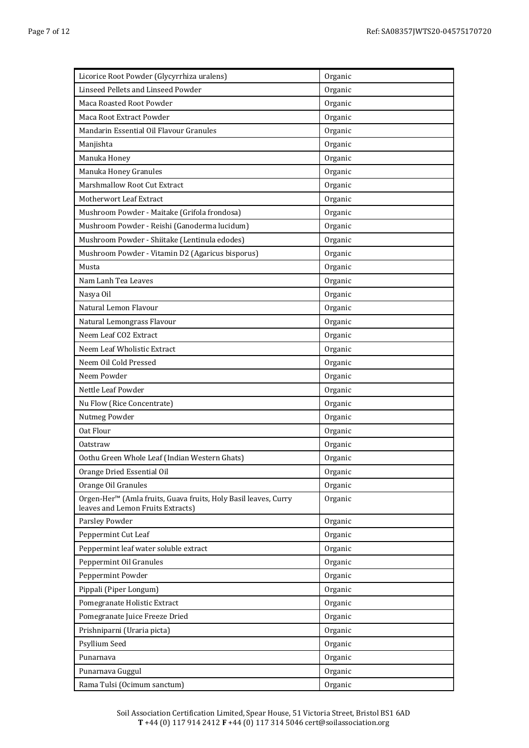| | |
|---|---|
| Licorice Root Powder (Glycyrrhiza uralens) | Organic |
| Linseed Pellets and Linseed Powder | Organic |
| Maca Roasted Root Powder | Organic |
| Maca Root Extract Powder | Organic |
| Mandarin Essential Oil Flavour Granules | Organic |
| Manjishta | Organic |
| Manuka Honey | Organic |
| Manuka Honey Granules | Organic |
| Marshmallow Root Cut Extract | Organic |
| Motherwort Leaf Extract | Organic |
| Mushroom Powder - Maitake (Grifola frondosa) | Organic |
| Mushroom Powder - Reishi (Ganoderma lucidum) | Organic |
| Mushroom Powder - Shiitake (Lentinula edodes) | Organic |
| Mushroom Powder - Vitamin D2 (Agaricus bisporus) | Organic |
| Musta | Organic |
| Nam Lanh Tea Leaves | Organic |
| Nasya Oil | Organic |
| Natural Lemon Flavour | Organic |
| Natural Lemongrass Flavour | Organic |
| Neem Leaf CO2 Extract | Organic |
| Neem Leaf Wholistic Extract | Organic |
| Neem Oil Cold Pressed | Organic |
| Neem Powder | Organic |
| Nettle Leaf Powder | Organic |
| Nu Flow (Rice Concentrate) | Organic |
| Nutmeg Powder | Organic |
| Oat Flour | Organic |
| Oatstraw | Organic |
| Oothu Green Whole Leaf (Indian Western Ghats) | Organic |
| Orange Dried Essential Oil | Organic |
| Orange Oil Granules | Organic |
| Orgen-Her™ (Amla fruits, Guava fruits, Holy Basil leaves, Curry leaves and Lemon Fruits Extracts) | Organic |
| Parsley Powder | Organic |
| Peppermint Cut Leaf | Organic |
| Peppermint leaf water soluble extract | Organic |
| Peppermint Oil Granules | Organic |
| Peppermint Powder | Organic |
| Pippali (Piper Longum) | Organic |
| Pomegranate Holistic Extract | Organic |
| Pomegranate Juice Freeze Dried | Organic |
| Prishniparni (Uraria picta) | Organic |
| Psyllium Seed | Organic |
| Punarnava | Organic |
| Punarnava Guggul | Organic |
| Rama Tulsi (Ocimum sanctum) | Organic |

Soil Association Certification Limited, Spear House, 51 Victoria Street, Bristol BS1 6AD
**T** +44 (0) 117 914 2412 **F** +44 (0) 117 314 5046 cert@soilassociation.org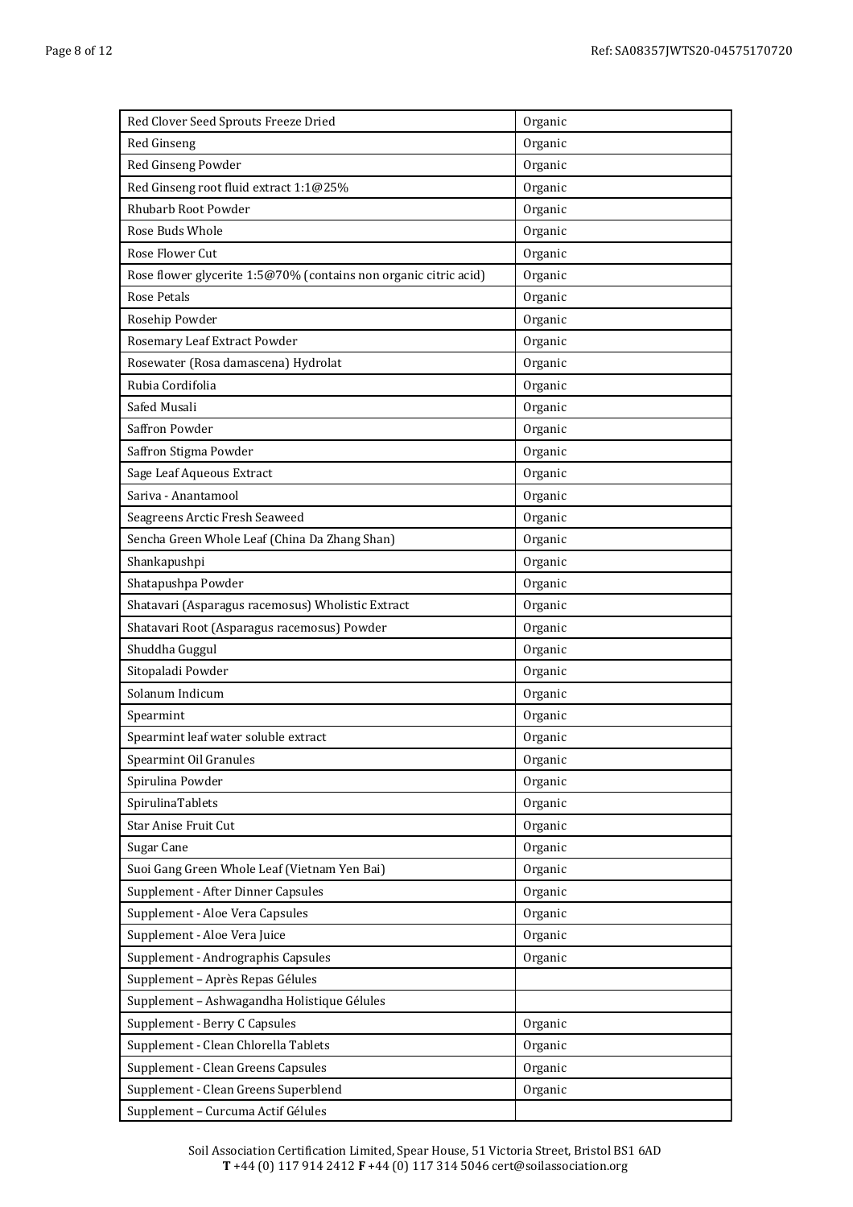| | |
|---|---|
| Red Clover Seed Sprouts Freeze Dried | Organic |
| Red Ginseng | Organic |
| Red Ginseng Powder | Organic |
| Red Ginseng root fluid extract 1:1@25% | Organic |
| Rhubarb Root Powder | Organic |
| Rose Buds Whole | Organic |
| Rose Flower Cut | Organic |
| Rose flower glycerite 1:5@70% (contains non organic citric acid) | Organic |
| Rose Petals | Organic |
| Rosehip Powder | Organic |
| Rosemary Leaf Extract Powder | Organic |
| Rosewater (Rosa damascena) Hydrolat | Organic |
| Rubia Cordifolia | Organic |
| Safed Musali | Organic |
| Saffron Powder | Organic |
| Saffron Stigma Powder | Organic |
| Sage Leaf Aqueous Extract | Organic |
| Sariva - Anantamool | Organic |
| Seagreens Arctic Fresh Seaweed | Organic |
| Sencha Green Whole Leaf (China Da Zhang Shan) | Organic |
| Shankapushpi | Organic |
| Shatapushpa Powder | Organic |
| Shatavari (Asparagus racemosus) Wholistic Extract | Organic |
| Shatavari Root (Asparagus racemosus) Powder | Organic |
| Shuddha Guggul | Organic |
| Sitopaladi Powder | Organic |
| Solanum Indicum | Organic |
| Spearmint | Organic |
| Spearmint leaf water soluble extract | Organic |
| Spearmint Oil Granules | Organic |
| Spirulina Powder | Organic |
| SpirulinaTablets | Organic |
| Star Anise Fruit Cut | Organic |
| Sugar Cane | Organic |
| Suoi Gang Green Whole Leaf (Vietnam Yen Bai) | Organic |
| Supplement - After Dinner Capsules | Organic |
| Supplement - Aloe Vera Capsules | Organic |
| Supplement - Aloe Vera Juice | Organic |
| Supplement - Andrographis Capsules | Organic |
| Supplement – Après Repas Gélules | |
| Supplement – Ashwagandha Holistique Gélules | |
| Supplement - Berry C Capsules | Organic |
| Supplement - Clean Chlorella Tablets | Organic |
| Supplement - Clean Greens Capsules | Organic |
| Supplement - Clean Greens Superblend | Organic |
| Supplement – Curcuma Actif Gélules | |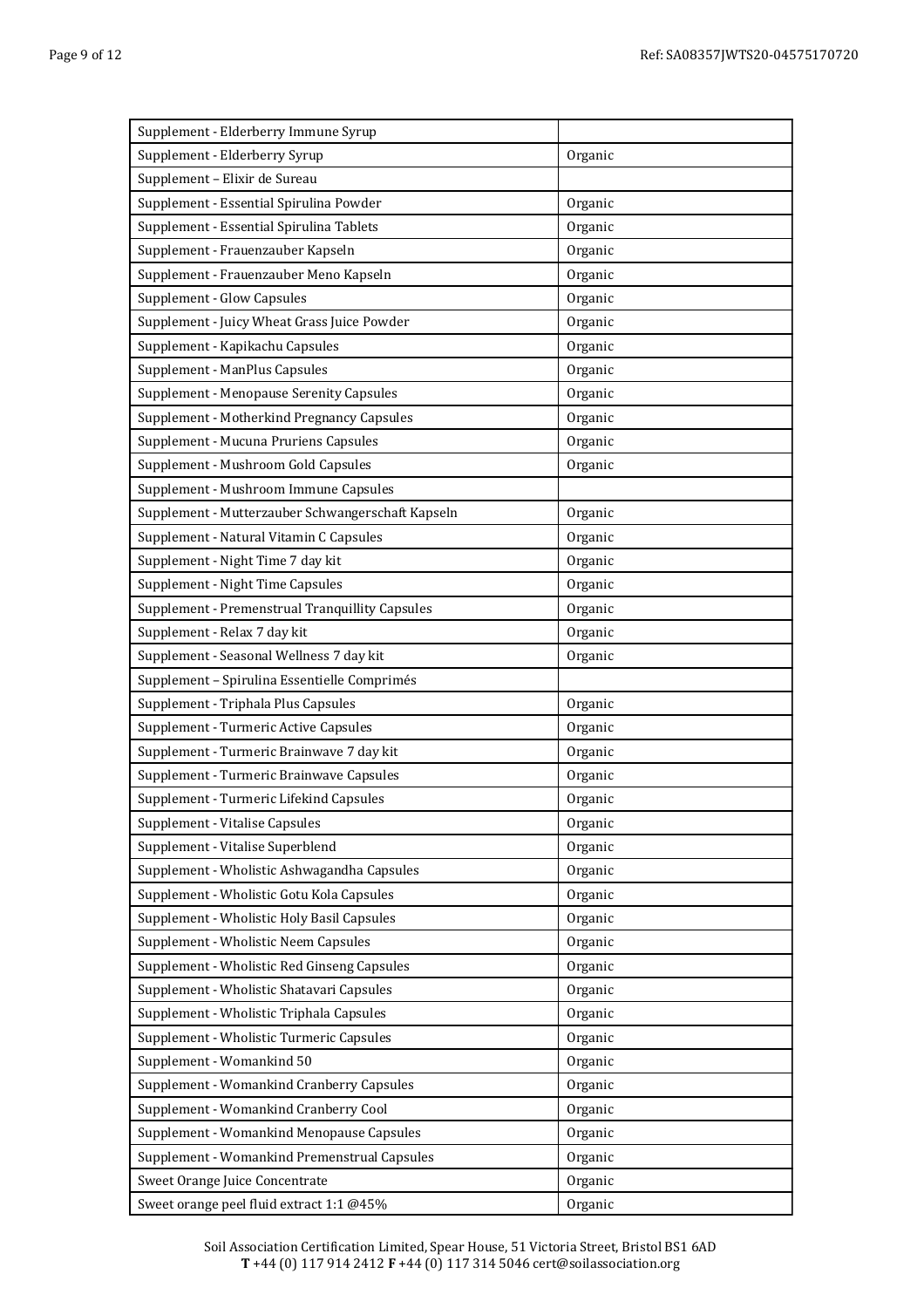| Supplement - Elderberry Immune Syrup | |
|---|---|
| Supplement - Elderberry Syrup | Organic |
| Supplement – Elixir de Sureau | |
| Supplement - Essential Spirulina Powder | Organic |
| Supplement - Essential Spirulina Tablets | Organic |
| Supplement - Frauenzauber Kapseln | Organic |
| Supplement - Frauenzauber Meno Kapseln | Organic |
| Supplement - Glow Capsules | Organic |
| Supplement - Juicy Wheat Grass Juice Powder | Organic |
| Supplement - Kapikachu Capsules | Organic |
| Supplement - ManPlus Capsules | Organic |
| Supplement - Menopause Serenity Capsules | Organic |
| Supplement - Motherkind Pregnancy Capsules | Organic |
| Supplement - Mucuna Pruriens Capsules | Organic |
| Supplement - Mushroom Gold Capsules | Organic |
| Supplement - Mushroom Immune Capsules | |
| Supplement - Mutterzauber Schwangerschaft Kapseln | Organic |
| Supplement - Natural Vitamin C Capsules | Organic |
| Supplement - Night Time 7 day kit | Organic |
| Supplement - Night Time Capsules | Organic |
| Supplement - Premenstrual Tranquillity Capsules | Organic |
| Supplement - Relax 7 day kit | Organic |
| Supplement - Seasonal Wellness 7 day kit | Organic |
| Supplement – Spirulina Essentielle Comprimés | |
| Supplement - Triphala Plus Capsules | Organic |
| Supplement - Turmeric Active Capsules | Organic |
| Supplement - Turmeric Brainwave 7 day kit | Organic |
| Supplement - Turmeric Brainwave Capsules | Organic |
| Supplement - Turmeric Lifekind Capsules | Organic |
| Supplement - Vitalise Capsules | Organic |
| Supplement - Vitalise Superblend | Organic |
| Supplement - Wholistic Ashwagandha Capsules | Organic |
| Supplement - Wholistic Gotu Kola Capsules | Organic |
| Supplement - Wholistic Holy Basil Capsules | Organic |
| Supplement - Wholistic Neem Capsules | Organic |
| Supplement - Wholistic Red Ginseng Capsules | Organic |
| Supplement - Wholistic Shatavari Capsules | Organic |
| Supplement - Wholistic Triphala Capsules | Organic |
| Supplement - Wholistic Turmeric Capsules | Organic |
| Supplement - Womankind 50 | Organic |
| Supplement - Womankind Cranberry Capsules | Organic |
| Supplement - Womankind Cranberry Cool | Organic |
| Supplement - Womankind Menopause Capsules | Organic |
| Supplement - Womankind Premenstrual Capsules | Organic |
| Sweet Orange Juice Concentrate | Organic |
| Sweet orange peel fluid extract 1:1 @45% | Organic |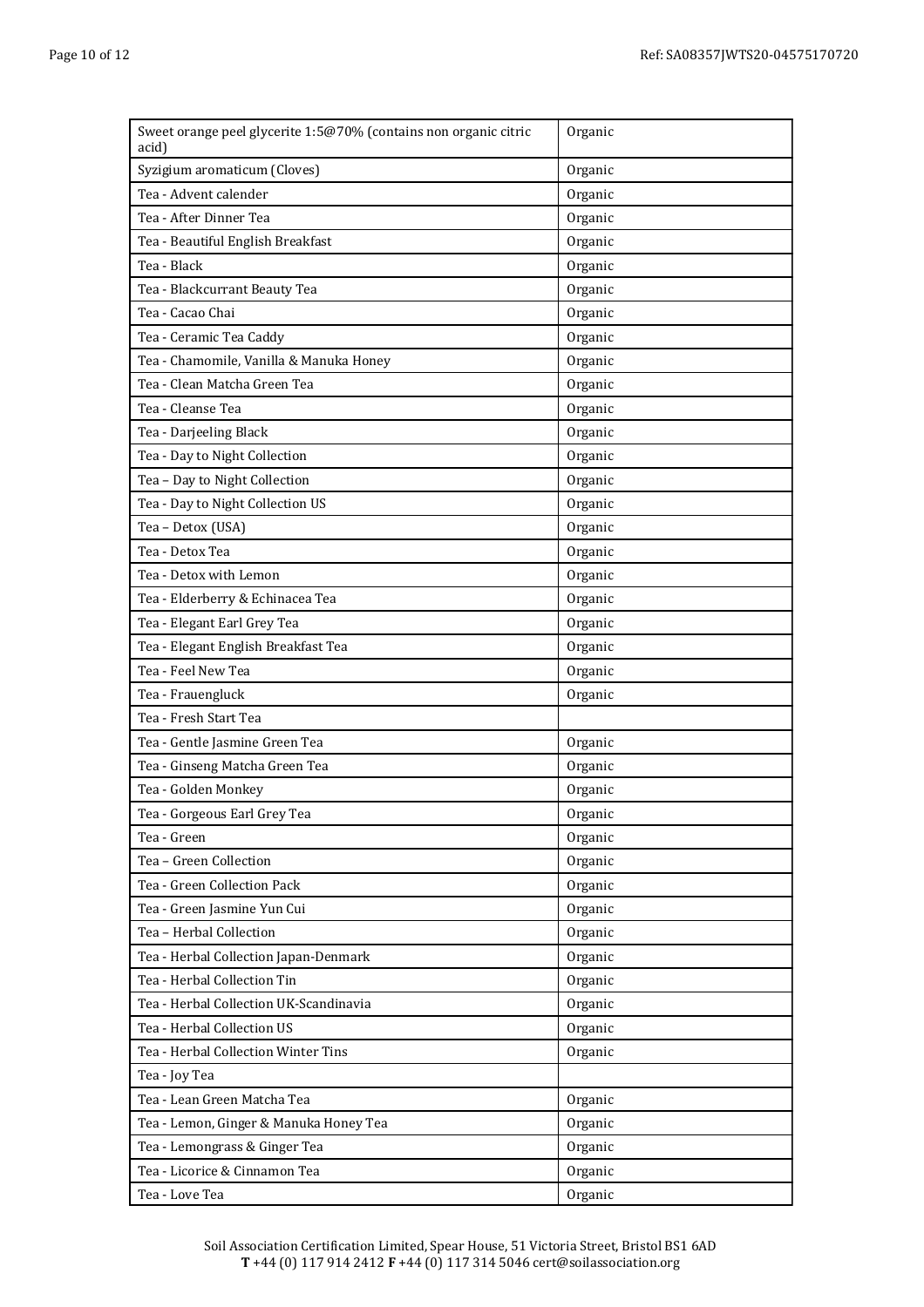| | |
|---|---|
| Sweet orange peel glycerite 1:5@70% (contains non organic citric acid) | Organic |
| Syzigium aromaticum (Cloves) | Organic |
| Tea - Advent calender | Organic |
| Tea - After Dinner Tea | Organic |
| Tea - Beautiful English Breakfast | Organic |
| Tea - Black | Organic |
| Tea - Blackcurrant Beauty Tea | Organic |
| Tea - Cacao Chai | Organic |
| Tea - Ceramic Tea Caddy | Organic |
| Tea - Chamomile, Vanilla & Manuka Honey | Organic |
| Tea - Clean Matcha Green Tea | Organic |
| Tea - Cleanse Tea | Organic |
| Tea - Darjeeling Black | Organic |
| Tea - Day to Night Collection | Organic |
| Tea – Day to Night Collection | Organic |
| Tea - Day to Night Collection US | Organic |
| Tea – Detox (USA) | Organic |
| Tea - Detox Tea | Organic |
| Tea - Detox with Lemon | Organic |
| Tea - Elderberry & Echinacea Tea | Organic |
| Tea - Elegant Earl Grey Tea | Organic |
| Tea - Elegant English Breakfast Tea | Organic |
| Tea - Feel New Tea | Organic |
| Tea - Frauengluck | Organic |
| Tea - Fresh Start Tea | |
| Tea - Gentle Jasmine Green Tea | Organic |
| Tea - Ginseng Matcha Green Tea | Organic |
| Tea - Golden Monkey | Organic |
| Tea - Gorgeous Earl Grey Tea | Organic |
| Tea - Green | Organic |
| Tea – Green Collection | Organic |
| Tea - Green Collection Pack | Organic |
| Tea - Green Jasmine Yun Cui | Organic |
| Tea – Herbal Collection | Organic |
| Tea - Herbal Collection Japan-Denmark | Organic |
| Tea - Herbal Collection Tin | Organic |
| Tea - Herbal Collection UK-Scandinavia | Organic |
| Tea - Herbal Collection US | Organic |
| Tea - Herbal Collection Winter Tins | Organic |
| Tea - Joy Tea | |
| Tea - Lean Green Matcha Tea | Organic |
| Tea - Lemon, Ginger & Manuka Honey Tea | Organic |
| Tea - Lemongrass & Ginger Tea | Organic |
| Tea - Licorice & Cinnamon Tea | Organic |
| Tea - Love Tea | Organic |

Soil Association Certification Limited, Spear House, 51 Victoria Street, Bristol BS1 6AD
**T** +44 (0) 117 914 2412 **F** +44 (0) 117 314 5046 cert@soilassociation.org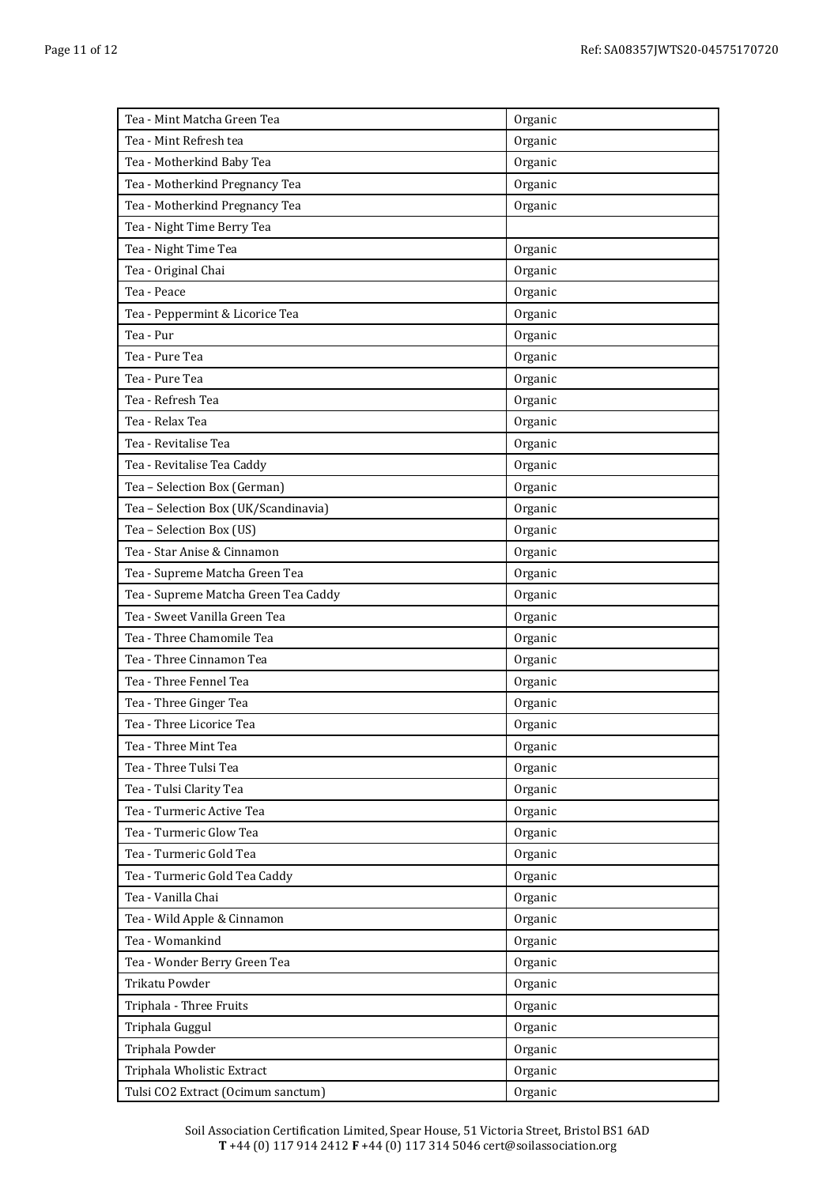| Tea - Mint Matcha Green Tea | Organic |
|---|---|
| Tea - Mint Refresh tea | Organic |
| Tea - Motherkind Baby Tea | Organic |
| Tea - Motherkind Pregnancy Tea | Organic |
| Tea - Motherkind Pregnancy Tea | Organic |
| Tea - Night Time Berry Tea | |
| Tea - Night Time Tea | Organic |
| Tea - Original Chai | Organic |
| Tea - Peace | Organic |
| Tea - Peppermint & Licorice Tea | Organic |
| Tea - Pur | Organic |
| Tea - Pure Tea | Organic |
| Tea - Pure Tea | Organic |
| Tea - Refresh Tea | Organic |
| Tea - Relax Tea | Organic |
| Tea - Revitalise Tea | Organic |
| Tea - Revitalise Tea Caddy | Organic |
| Tea – Selection Box (German) | Organic |
| Tea – Selection Box (UK/Scandinavia) | Organic |
| Tea – Selection Box (US) | Organic |
| Tea - Star Anise & Cinnamon | Organic |
| Tea - Supreme Matcha Green Tea | Organic |
| Tea - Supreme Matcha Green Tea Caddy | Organic |
| Tea - Sweet Vanilla Green Tea | Organic |
| Tea - Three Chamomile Tea | Organic |
| Tea - Three Cinnamon Tea | Organic |
| Tea - Three Fennel Tea | Organic |
| Tea - Three Ginger Tea | Organic |
| Tea - Three Licorice Tea | Organic |
| Tea - Three Mint Tea | Organic |
| Tea - Three Tulsi Tea | Organic |
| Tea - Tulsi Clarity Tea | Organic |
| Tea - Turmeric Active Tea | Organic |
| Tea - Turmeric Glow Tea | Organic |
| Tea - Turmeric Gold Tea | Organic |
| Tea - Turmeric Gold Tea Caddy | Organic |
| Tea - Vanilla Chai | Organic |
| Tea - Wild Apple & Cinnamon | Organic |
| Tea - Womankind | Organic |
| Tea - Wonder Berry Green Tea | Organic |
| Trikatu Powder | Organic |
| Triphala - Three Fruits | Organic |
| Triphala Guggul | Organic |
| Triphala Powder | Organic |
| Triphala Wholistic Extract | Organic |
| Tulsi CO2 Extract (Ocimum sanctum) | Organic |

Soil Association Certification Limited, Spear House, 51 Victoria Street, Bristol BS1 6AD
**T** +44 (0) 117 914 2412 **F** +44 (0) 117 314 5046 cert@soilassociation.org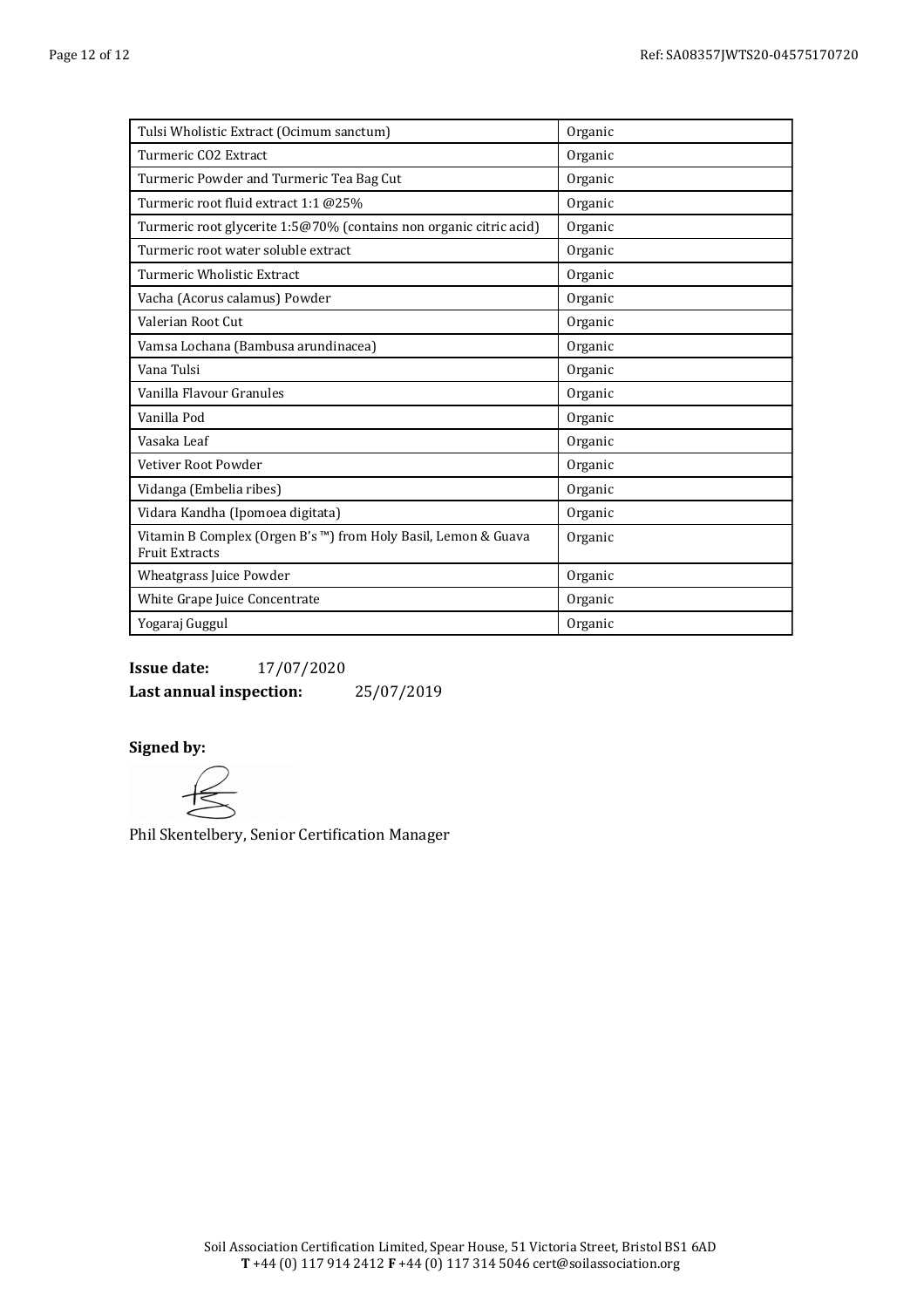| | |
|---|---|
| Tulsi Wholistic Extract (Ocimum sanctum) | Organic |
| Turmeric CO2 Extract | Organic |
| Turmeric Powder and Turmeric Tea Bag Cut | Organic |
| Turmeric root fluid extract 1:1 @25% | Organic |
| Turmeric root glycerite 1:5@70% (contains non organic citric acid) | Organic |
| Turmeric root water soluble extract | Organic |
| Turmeric Wholistic Extract | Organic |
| Vacha (Acorus calamus) Powder | Organic |
| Valerian Root Cut | Organic |
| Vamsa Lochana (Bambusa arundinacea) | Organic |
| Vana Tulsi | Organic |
| Vanilla Flavour Granules | Organic |
| Vanilla Pod | Organic |
| Vasaka Leaf | Organic |
| Vetiver Root Powder | Organic |
| Vidanga (Embelia ribes) | Organic |
| Vidara Kandha (Ipomoea digitata) | Organic |
| Vitamin B Complex (Orgen B's ™) from Holy Basil, Lemon & Guava Fruit Extracts | Organic |
| Wheatgrass Juice Powder | Organic |
| White Grape Juice Concentrate | Organic |
| Yogaraj Guggul | Organic |

**Issue date:** 17/07/2020

**Last annual inspection:** 25/07/2019

**Signed by:**

Phil Skentelbery, Senior Certification Manager

Soil Association Certification Limited, Spear House, 51 Victoria Street, Bristol BS1 6AD
**T** +44 (0) 117 914 2412 **F** +44 (0) 117 314 5046 cert@soilassociation.org